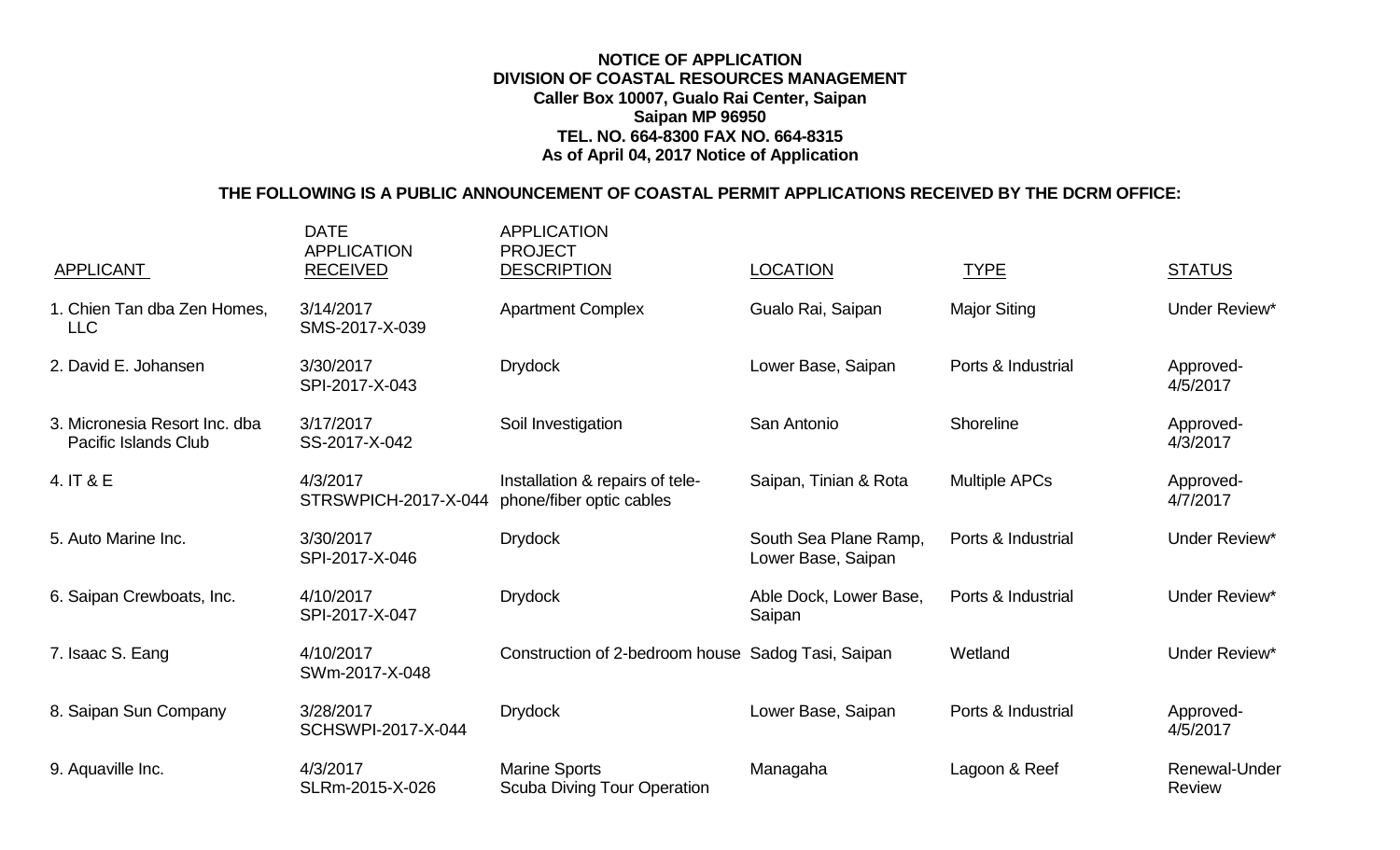**NOTICE OF APPLICATION**
**DIVISION OF COASTAL RESOURCES MANAGEMENT**
**Caller Box 10007, Gualo Rai Center, Saipan**
**Saipan MP 96950**
**TEL. NO. 664-8300 FAX NO. 664-8315**
**As of April 04, 2017 Notice of Application**

**THE FOLLOWING IS A PUBLIC ANNOUNCEMENT OF COASTAL PERMIT APPLICATIONS RECEIVED BY THE DCRM OFFICE:**

| APPLICANT | DATE APPLICATION RECEIVED | APPLICATION PROJECT DESCRIPTION | LOCATION | TYPE | STATUS |
|---|---|---|---|---|---|
| 1. Chien Tan dba Zen Homes, LLC | 3/14/2017 SMS-2017-X-039 | Apartment Complex | Gualo Rai, Saipan | Major Siting | Under Review* |
| 2. David E. Johansen | 3/30/2017 SPI-2017-X-043 | Drydock | Lower Base, Saipan | Ports & Industrial | Approved-4/5/2017 |
| 3. Micronesia Resort Inc. dba Pacific Islands Club | 3/17/2017 SS-2017-X-042 | Soil Investigation | San Antonio | Shoreline | Approved-4/3/2017 |
| 4. IT & E | 4/3/2017 STRSWPICH-2017-X-044 | Installation & repairs of tele-phone/fiber optic cables | Saipan, Tinian & Rota | Multiple APCs | Approved-4/7/2017 |
| 5. Auto Marine Inc. | 3/30/2017 SPI-2017-X-046 | Drydock | South Sea Plane Ramp, Lower Base, Saipan | Ports & Industrial | Under Review* |
| 6. Saipan Crewboats, Inc. | 4/10/2017 SPI-2017-X-047 | Drydock | Able Dock, Lower Base, Saipan | Ports & Industrial | Under Review* |
| 7. Isaac S. Eang | 4/10/2017 SWm-2017-X-048 | Construction of 2-bedroom house | Sadog Tasi, Saipan | Wetland | Under Review* |
| 8. Saipan Sun Company | 3/28/2017 SCHSWPI-2017-X-044 | Drydock | Lower Base, Saipan | Ports & Industrial | Approved-4/5/2017 |
| 9. Aquaville Inc. | 4/3/2017 SLRm-2015-X-026 | Marine Sports Scuba Diving Tour Operation | Managaha | Lagoon & Reef | Renewal-Under Review |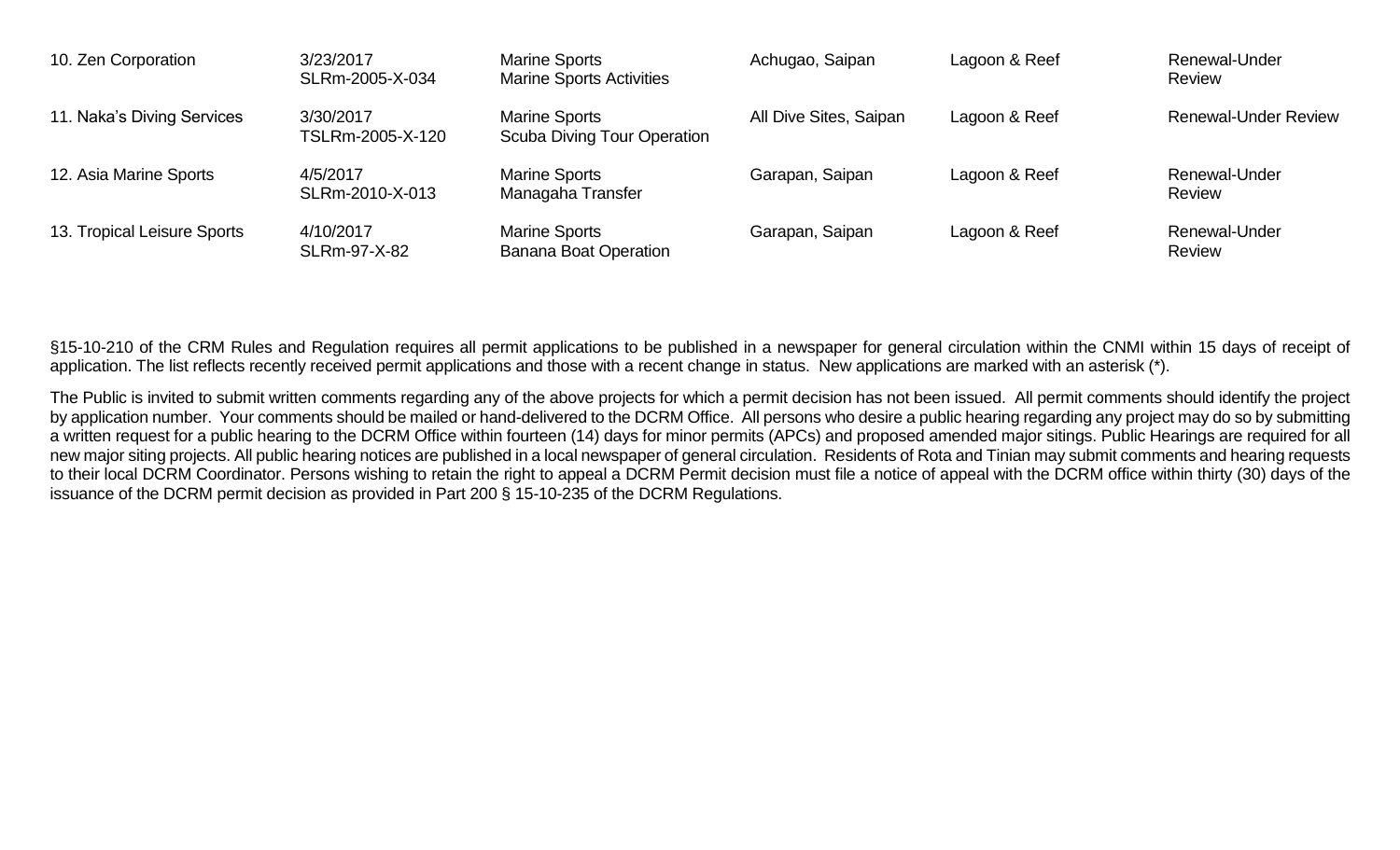| | | | | | |
|---|---|---|---|---|---|
| 10. Zen Corporation | 3/23/2017<br>SLRm-2005-X-034 | Marine Sports<br>Marine Sports Activities | Achugao, Saipan | Lagoon & Reef | Renewal-Under Review |
| 11. Naka's Diving Services | 3/30/2017<br>TSLRm-2005-X-120 | Marine Sports<br>Scuba Diving Tour Operation | All Dive Sites, Saipan | Lagoon & Reef | Renewal-Under Review |
| 12. Asia Marine Sports | 4/5/2017<br>SLRm-2010-X-013 | Marine Sports<br>Managaha Transfer | Garapan, Saipan | Lagoon & Reef | Renewal-Under Review |
| 13. Tropical Leisure Sports | 4/10/2017<br>SLRm-97-X-82 | Marine Sports<br>Banana Boat Operation | Garapan, Saipan | Lagoon & Reef | Renewal-Under Review |

§15-10-210 of the CRM Rules and Regulation requires all permit applications to be published in a newspaper for general circulation within the CNMI within 15 days of receipt of application. The list reflects recently received permit applications and those with a recent change in status. New applications are marked with an asterisk (*).

The Public is invited to submit written comments regarding any of the above projects for which a permit decision has not been issued. All permit comments should identify the project by application number. Your comments should be mailed or hand-delivered to the DCRM Office. All persons who desire a public hearing regarding any project may do so by submitting a written request for a public hearing to the DCRM Office within fourteen (14) days for minor permits (APCs) and proposed amended major sitings. Public Hearings are required for all new major siting projects. All public hearing notices are published in a local newspaper of general circulation. Residents of Rota and Tinian may submit comments and hearing requests to their local DCRM Coordinator. Persons wishing to retain the right to appeal a DCRM Permit decision must file a notice of appeal with the DCRM office within thirty (30) days of the issuance of the DCRM permit decision as provided in Part 200 § 15-10-235 of the DCRM Regulations.